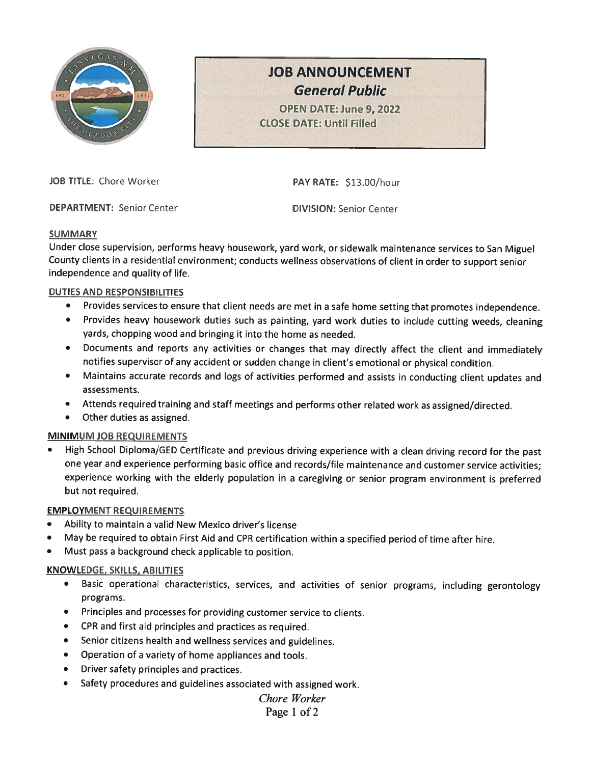# JOB ANNOUNCEMENT

## *General Public*

**OPEN DATE: June 9, 2022**
**CLOSE DATE: Until Filled**

**JOB TITLE:** Chore Worker

**PAY RATE:** $13.00/hour

**DEPARTMENT:** Senior Center

**DIVISION:** Senior Center

### SUMMARY

Under close supervision, performs heavy housework, yard work, or sidewalk maintenance services to San Miguel County clients in a residential environment; conducts wellness observations of client in order to support senior independence and quality of life.

### DUTIES AND RESPONSIBILITIES

- Provides services to ensure that client needs are met in a safe home setting that promotes independence.
- Provides heavy housework duties such as painting, yard work duties to include cutting weeds, cleaning yards, chopping wood and bringing it into the home as needed.
- Documents and reports any activities or changes that may directly affect the client and immediately notifies supervisor of any accident or sudden change in client's emotional or physical condition.
- Maintains accurate records and logs of activities performed and assists in conducting client updates and assessments.
- Attends required training and staff meetings and performs other related work as assigned/directed.
- Other duties as assigned.

### MINIMUM JOB REQUIREMENTS

- High School Diploma/GED Certificate and previous driving experience with a clean driving record for the past one year and experience performing basic office and records/file maintenance and customer service activities; experience working with the elderly population in a caregiving or senior program environment is preferred but not required.

### EMPLOYMENT REQUIREMENTS

- Ability to maintain a valid New Mexico driver's license
- May be required to obtain First Aid and CPR certification within a specified period of time after hire.
- Must pass a background check applicable to position.

### KNOWLEDGE, SKILLS, ABILITIES

- Basic operational characteristics, services, and activities of senior programs, including gerontology programs.
- Principles and processes for providing customer service to clients.
- CPR and first aid principles and practices as required.
- Senior citizens health and wellness services and guidelines.
- Operation of a variety of home appliances and tools.
- Driver safety principles and practices.
- Safety procedures and guidelines associated with assigned work.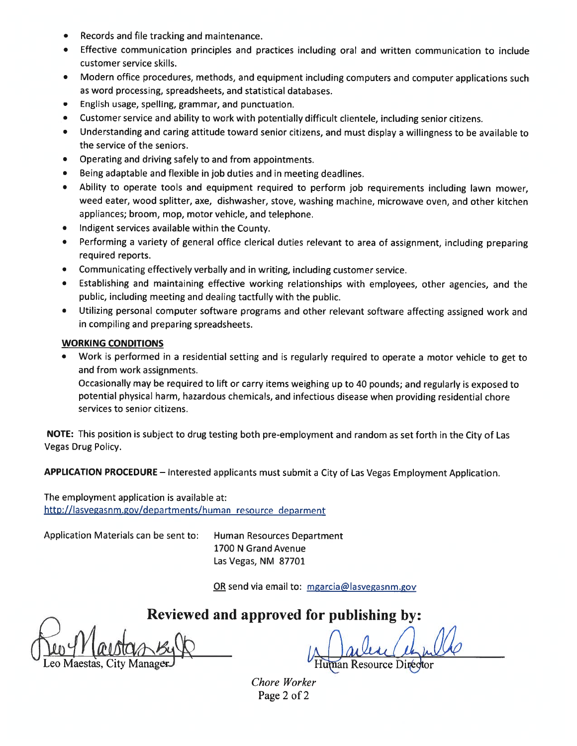- Records and file tracking and maintenance.
- Effective communication principles and practices including oral and written communication to include customer service skills.
- Modern office procedures, methods, and equipment including computers and computer applications such as word processing, spreadsheets, and statistical databases.
- English usage, spelling, grammar, and punctuation.
- Customer service and ability to work with potentially difficult clientele, including senior citizens.
- Understanding and caring attitude toward senior citizens, and must display a willingness to be available to the service of the seniors.
- Operating and driving safely to and from appointments.
- Being adaptable and flexible in job duties and in meeting deadlines.
- Ability to operate tools and equipment required to perform job requirements including lawn mower, weed eater, wood splitter, axe, dishwasher, stove, washing machine, microwave oven, and other kitchen appliances; broom, mop, motor vehicle, and telephone.
- Indigent services available within the County.
- Performing a variety of general office clerical duties relevant to area of assignment, including preparing required reports.
- Communicating effectively verbally and in writing, including customer service.
- Establishing and maintaining effective working relationships with employees, other agencies, and the public, including meeting and dealing tactfully with the public.
- Utilizing personal computer software programs and other relevant software affecting assigned work and in compiling and preparing spreadsheets.

**WORKING CONDITIONS**

- Work is performed in a residential setting and is regularly required to operate a motor vehicle to get to and from work assignments.
  Occasionally may be required to lift or carry items weighing up to 40 pounds; and regularly is exposed to potential physical harm, hazardous chemicals, and infectious disease when providing residential chore services to senior citizens.

**NOTE:** This position is subject to drug testing both pre-employment and random as set forth in the City of Las Vegas Drug Policy.

**APPLICATION PROCEDURE** – Interested applicants must submit a City of Las Vegas Employment Application.

The employment application is available at:
http://lasvegasnm.gov/departments/human_resource_deparment

Application Materials can be sent to: Human Resources Department
1700 N Grand Avenue
Las Vegas, NM 87701

OR send via email to: mgarcia@lasvegasnm.gov

## Reviewed and approved for publishing by:

Leo Maestas, City Manager

Human Resource Director

*Chore Worker*